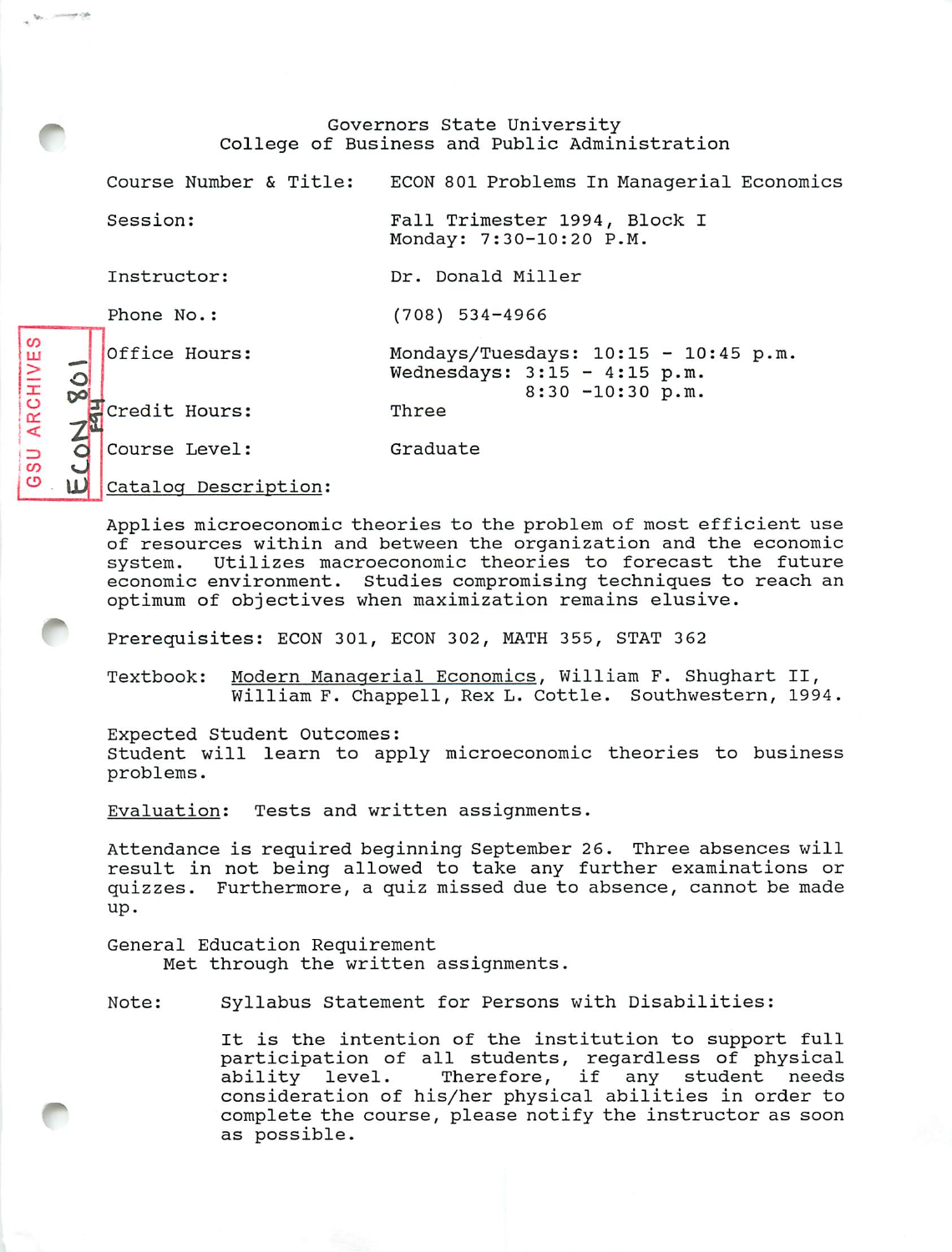Governors State University
College of Business and Public Administration

| | |
|---|---|
| Course Number & Title: | ECON 801 Problems In Managerial Economics |
| Session: | Fall Trimester 1994, Block I<br>Monday: 7:30-10:20 P.M. |
| Instructor: | Dr. Donald Miller |
| Phone No.: | (708) 534-4966 |
| Office Hours: | Mondays/Tuesdays: 10:15 - 10:45 p.m.<br>Wednesdays: 3:15 - 4:15 p.m.<br>8:30 -10:30 p.m. |
| Credit Hours: | Three |
| Course Level: | Graduate |

Catalog Description:

Applies microeconomic theories to the problem of most efficient use of resources within and between the organization and the economic system. Utilizes macroeconomic theories to forecast the future economic environment. Studies compromising techniques to reach an optimum of objectives when maximization remains elusive.

Prerequisites: ECON 301, ECON 302, MATH 355, STAT 362

Textbook: Modern Managerial Economics, William F. Shughart II, William F. Chappell, Rex L. Cottle. Southwestern, 1994.

Expected Student Outcomes:
Student will learn to apply microeconomic theories to business problems.

Evaluation: Tests and written assignments.

Attendance is required beginning September 26. Three absences will result in not being allowed to take any further examinations or quizzes. Furthermore, a quiz missed due to absence, cannot be made up.

General Education Requirement
Met through the written assignments.

Note: Syllabus Statement for Persons with Disabilities:

It is the intention of the institution to support full participation of all students, regardless of physical ability level. Therefore, if any student needs consideration of his/her physical abilities in order to complete the course, please notify the instructor as soon as possible.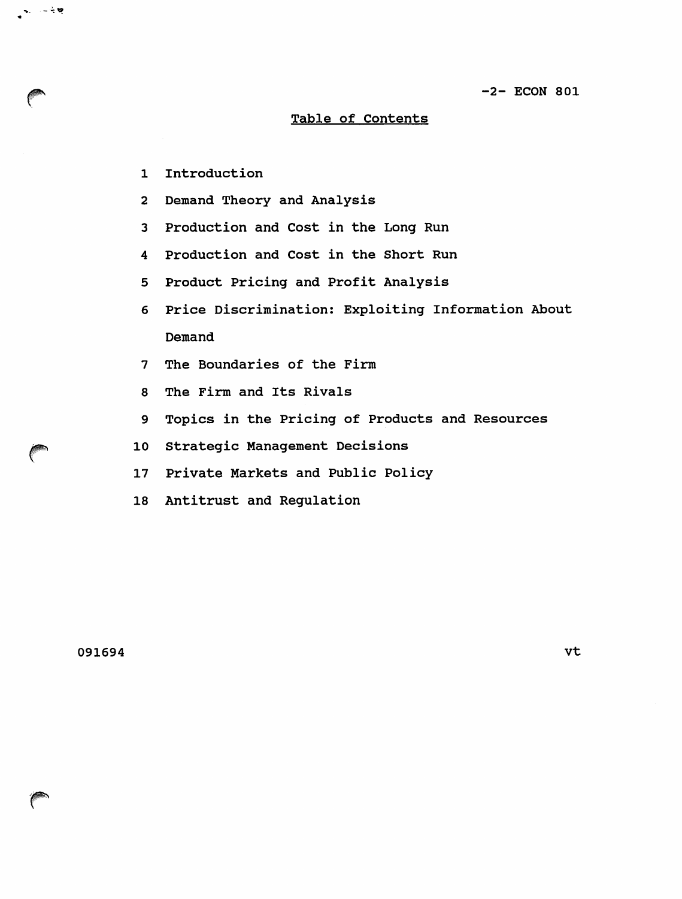## Table of Contents

1 Introduction

2 Demand Theory and Analysis

3 Production and Cost in the Long Run

4 Production and Cost in the Short Run

5 Product Pricing and Profit Analysis

6 Price Discrimination: Exploiting Information About Demand

7 The Boundaries of the Firm

8 The Firm and Its Rivals

9 Topics in the Pricing of Products and Resources

10 Strategic Management Decisions

17 Private Markets and Public Policy

18 Antitrust and Regulation

091694 vt